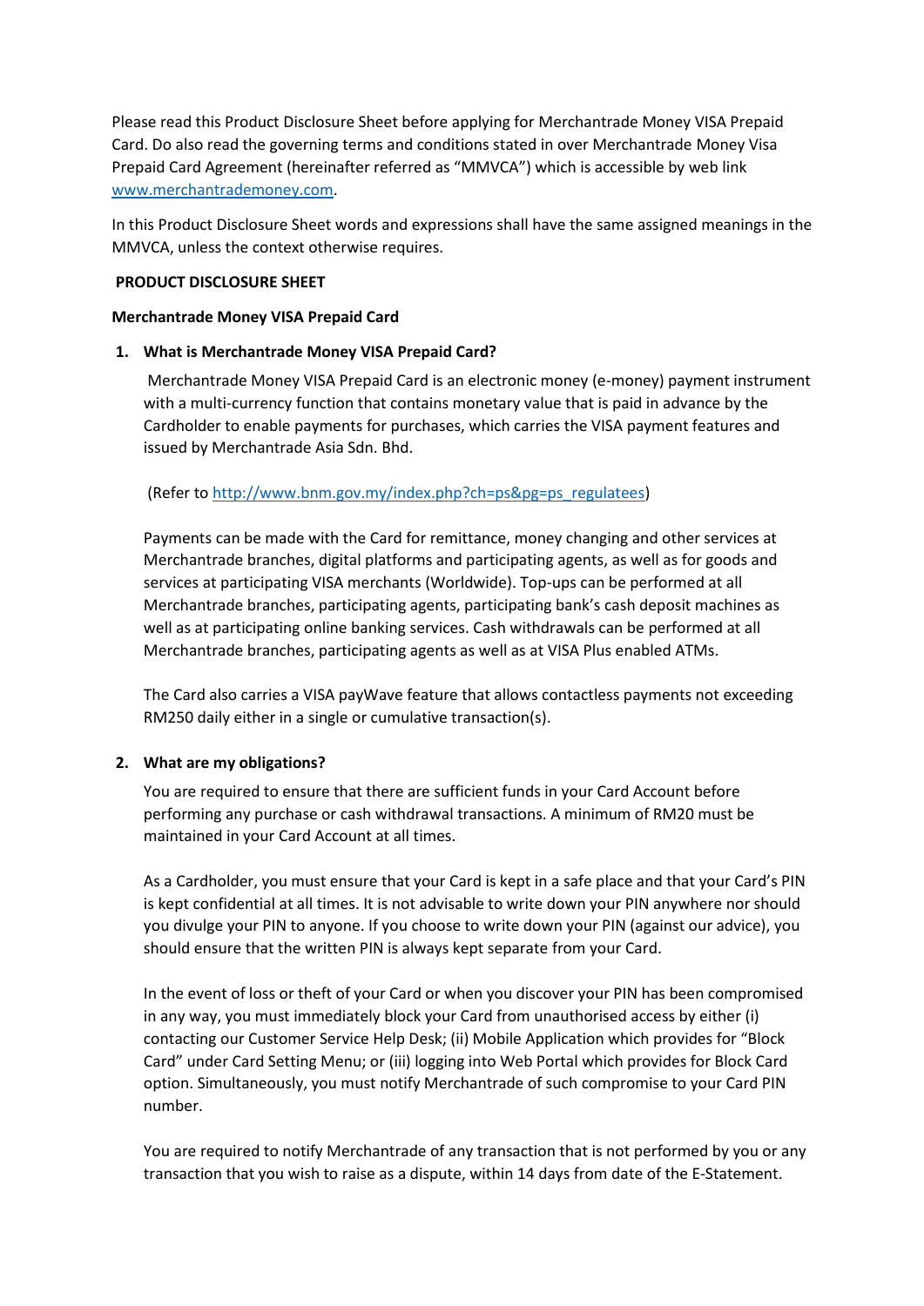Please read this Product Disclosure Sheet before applying for Merchantrade Money VISA Prepaid Card. Do also read the governing terms and conditions stated in over Merchantrade Money Visa Prepaid Card Agreement (hereinafter referred as "MMVCA") which is accessible by web link [www.merchantrademoney.com](www.merchantrademoney.com).

In this Product Disclosure Sheet words and expressions shall have the same assigned meanings in the MMVCA, unless the context otherwise requires.

**PRODUCT DISCLOSURE SHEET**

**Merchantrade Money VISA Prepaid Card**

1. **What is Merchantrade Money VISA Prepaid Card?**

   Merchantrade Money VISA Prepaid Card is an electronic money (e-money) payment instrument with a multi-currency function that contains monetary value that is paid in advance by the Cardholder to enable payments for purchases, which carries the VISA payment features and issued by Merchantrade Asia Sdn. Bhd.

   (Refer to [http://www.bnm.gov.my/index.php?ch=ps&pg=ps_regulatees](http://www.bnm.gov.my/index.php?ch=ps&pg=ps_regulatees))

   Payments can be made with the Card for remittance, money changing and other services at Merchantrade branches, digital platforms and participating agents, as well as for goods and services at participating VISA merchants (Worldwide). Top-ups can be performed at all Merchantrade branches, participating agents, participating bank's cash deposit machines as well as at participating online banking services. Cash withdrawals can be performed at all Merchantrade branches, participating agents as well as at VISA Plus enabled ATMs.

   The Card also carries a VISA payWave feature that allows contactless payments not exceeding RM250 daily either in a single or cumulative transaction(s).

2. **What are my obligations?**

   You are required to ensure that there are sufficient funds in your Card Account before performing any purchase or cash withdrawal transactions. A minimum of RM20 must be maintained in your Card Account at all times.

   As a Cardholder, you must ensure that your Card is kept in a safe place and that your Card's PIN is kept confidential at all times. It is not advisable to write down your PIN anywhere nor should you divulge your PIN to anyone. If you choose to write down your PIN (against our advice), you should ensure that the written PIN is always kept separate from your Card.

   In the event of loss or theft of your Card or when you discover your PIN has been compromised in any way, you must immediately block your Card from unauthorised access by either (i) contacting our Customer Service Help Desk; (ii) Mobile Application which provides for "Block Card" under Card Setting Menu; or (iii) logging into Web Portal which provides for Block Card option. Simultaneously, you must notify Merchantrade of such compromise to your Card PIN number.

   You are required to notify Merchantrade of any transaction that is not performed by you or any transaction that you wish to raise as a dispute, within 14 days from date of the E-Statement.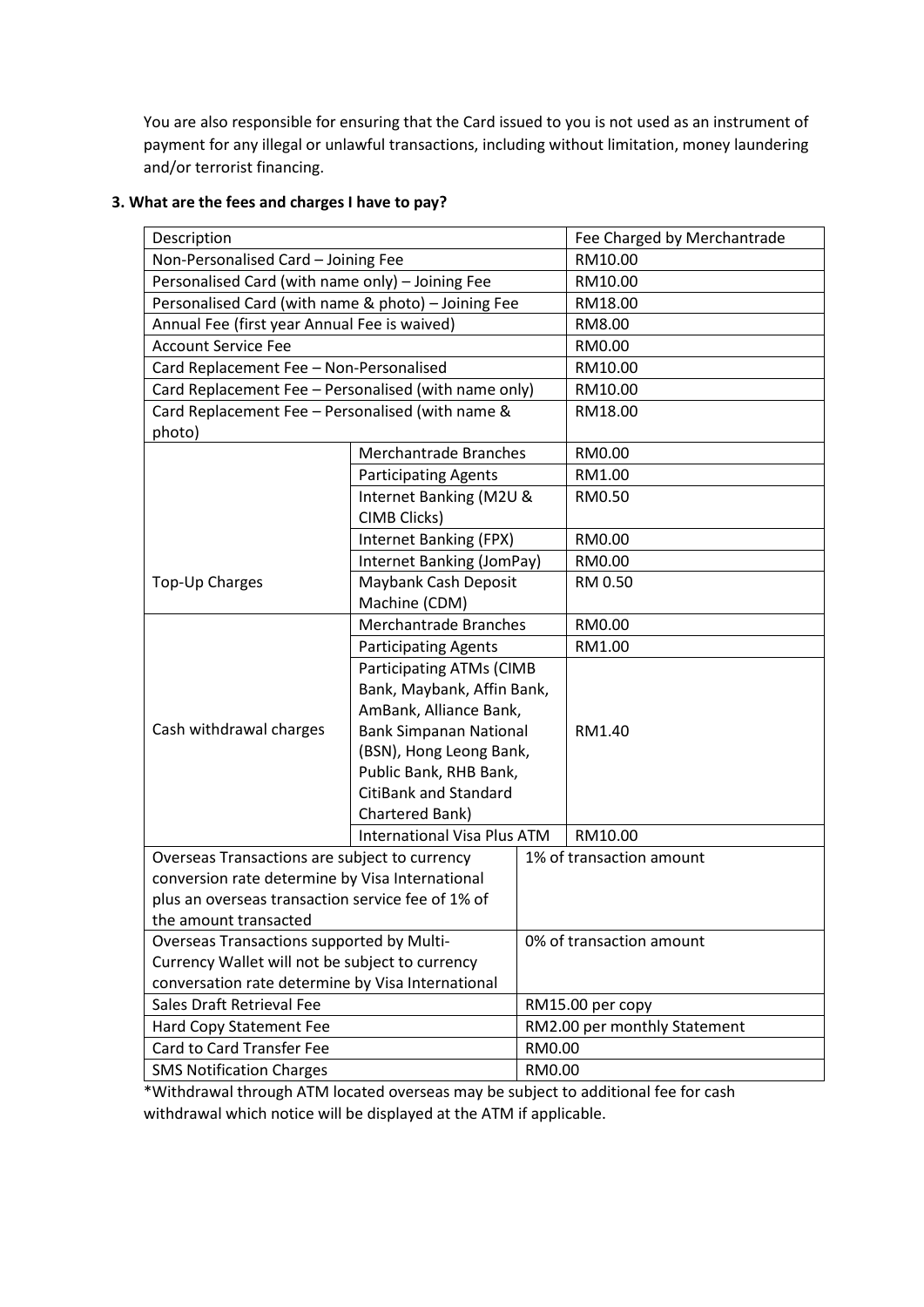You are also responsible for ensuring that the Card issued to you is not used as an instrument of payment for any illegal or unlawful transactions, including without limitation, money laundering and/or terrorist financing.

**3. What are the fees and charges I have to pay?**

| Description | | Fee Charged by Merchantrade |
|---|---|---|
| Non-Personalised Card – Joining Fee | | RM10.00 |
| Personalised Card (with name only) – Joining Fee | | RM10.00 |
| Personalised Card (with name & photo) – Joining Fee | | RM18.00 |
| Annual Fee (first year Annual Fee is waived) | | RM8.00 |
| Account Service Fee | | RM0.00 |
| Card Replacement Fee – Non-Personalised | | RM10.00 |
| Card Replacement Fee – Personalised (with name only) | | RM10.00 |
| Card Replacement Fee – Personalised (with name & photo) | | RM18.00 |
| Top-Up Charges | Merchantrade Branches | RM0.00 |
| | Participating Agents | RM1.00 |
| | Internet Banking (M2U & CIMB Clicks) | RM0.50 |
| | Internet Banking (FPX) | RM0.00 |
| | Internet Banking (JomPay) | RM0.00 |
| | Maybank Cash Deposit Machine (CDM) | RM 0.50 |
| Cash withdrawal charges | Merchantrade Branches | RM0.00 |
| | Participating Agents | RM1.00 |
| | Participating ATMs (CIMB Bank, Maybank, Affin Bank, AmBank, Alliance Bank, Bank Simpanan National (BSN), Hong Leong Bank, Public Bank, RHB Bank, CitiBank and Standard Chartered Bank) | RM1.40 |
| | International Visa Plus ATM | RM10.00 |
| Overseas Transactions are subject to currency conversion rate determine by Visa International plus an overseas transaction service fee of 1% of the amount transacted | | 1% of transaction amount |
| Overseas Transactions supported by Multi-Currency Wallet will not be subject to currency conversation rate determine by Visa International | | 0% of transaction amount |
| Sales Draft Retrieval Fee | | RM15.00 per copy |
| Hard Copy Statement Fee | | RM2.00 per monthly Statement |
| Card to Card Transfer Fee | | RM0.00 |
| SMS Notification Charges | | RM0.00 |

*Withdrawal through ATM located overseas may be subject to additional fee for cash withdrawal which notice will be displayed at the ATM if applicable.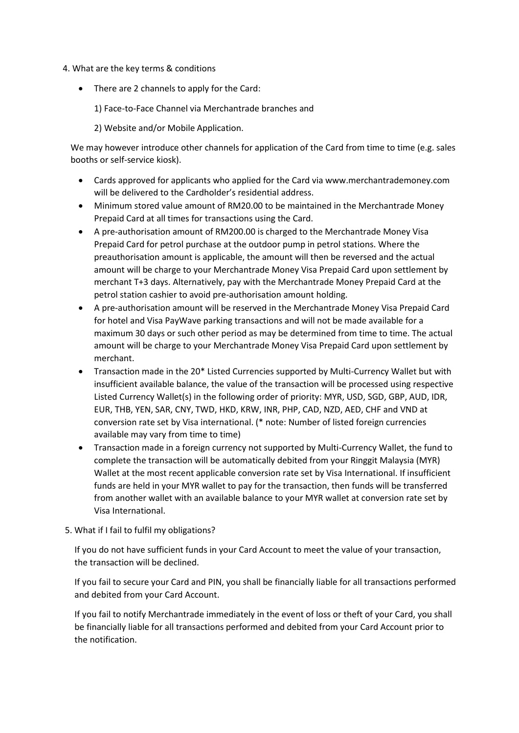4. What are the key terms & conditions

- There are 2 channels to apply for the Card:

  1) Face-to-Face Channel via Merchantrade branches and

  2) Website and/or Mobile Application.

We may however introduce other channels for application of the Card from time to time (e.g. sales booths or self-service kiosk).

- Cards approved for applicants who applied for the Card via www.merchantrademoney.com will be delivered to the Cardholder's residential address.
- Minimum stored value amount of RM20.00 to be maintained in the Merchantrade Money Prepaid Card at all times for transactions using the Card.
- A pre-authorisation amount of RM200.00 is charged to the Merchantrade Money Visa Prepaid Card for petrol purchase at the outdoor pump in petrol stations. Where the preauthorisation amount is applicable, the amount will then be reversed and the actual amount will be charge to your Merchantrade Money Visa Prepaid Card upon settlement by merchant T+3 days. Alternatively, pay with the Merchantrade Money Prepaid Card at the petrol station cashier to avoid pre-authorisation amount holding.
- A pre-authorisation amount will be reserved in the Merchantrade Money Visa Prepaid Card for hotel and Visa PayWave parking transactions and will not be made available for a maximum 30 days or such other period as may be determined from time to time. The actual amount will be charge to your Merchantrade Money Visa Prepaid Card upon settlement by merchant.
- Transaction made in the 20* Listed Currencies supported by Multi-Currency Wallet but with insufficient available balance, the value of the transaction will be processed using respective Listed Currency Wallet(s) in the following order of priority: MYR, USD, SGD, GBP, AUD, IDR, EUR, THB, YEN, SAR, CNY, TWD, HKD, KRW, INR, PHP, CAD, NZD, AED, CHF and VND at conversion rate set by Visa international. (* note: Number of listed foreign currencies available may vary from time to time)
- Transaction made in a foreign currency not supported by Multi-Currency Wallet, the fund to complete the transaction will be automatically debited from your Ringgit Malaysia (MYR) Wallet at the most recent applicable conversion rate set by Visa International. If insufficient funds are held in your MYR wallet to pay for the transaction, then funds will be transferred from another wallet with an available balance to your MYR wallet at conversion rate set by Visa International.

5. What if I fail to fulfil my obligations?

If you do not have sufficient funds in your Card Account to meet the value of your transaction, the transaction will be declined.

If you fail to secure your Card and PIN, you shall be financially liable for all transactions performed and debited from your Card Account.

If you fail to notify Merchantrade immediately in the event of loss or theft of your Card, you shall be financially liable for all transactions performed and debited from your Card Account prior to the notification.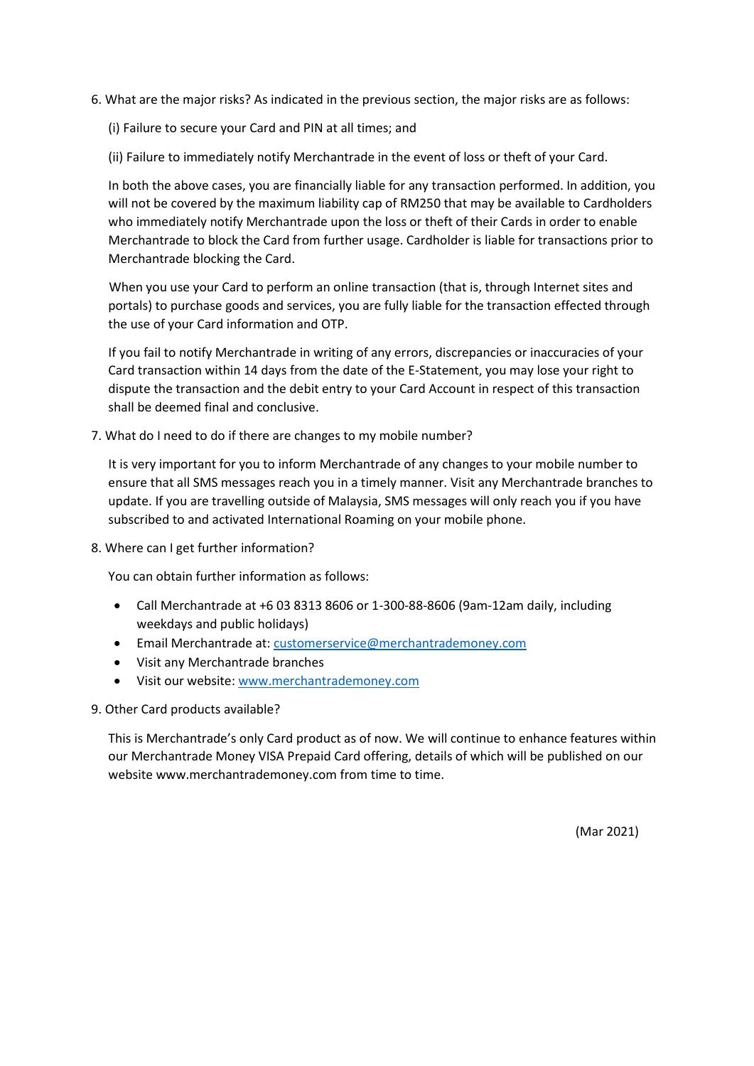6. What are the major risks? As indicated in the previous section, the major risks are as follows:

   (i) Failure to secure your Card and PIN at all times; and

   (ii) Failure to immediately notify Merchantrade in the event of loss or theft of your Card.

   In both the above cases, you are financially liable for any transaction performed. In addition, you will not be covered by the maximum liability cap of RM250 that may be available to Cardholders who immediately notify Merchantrade upon the loss or theft of their Cards in order to enable Merchantrade to block the Card from further usage. Cardholder is liable for transactions prior to Merchantrade blocking the Card.

   When you use your Card to perform an online transaction (that is, through Internet sites and portals) to purchase goods and services, you are fully liable for the transaction effected through the use of your Card information and OTP.

   If you fail to notify Merchantrade in writing of any errors, discrepancies or inaccuracies of your Card transaction within 14 days from the date of the E-Statement, you may lose your right to dispute the transaction and the debit entry to your Card Account in respect of this transaction shall be deemed final and conclusive.

7. What do I need to do if there are changes to my mobile number?

   It is very important for you to inform Merchantrade of any changes to your mobile number to ensure that all SMS messages reach you in a timely manner. Visit any Merchantrade branches to update. If you are travelling outside of Malaysia, SMS messages will only reach you if you have subscribed to and activated International Roaming on your mobile phone.

8. Where can I get further information?

   You can obtain further information as follows:

   - Call Merchantrade at +6 03 8313 8606 or 1-300-88-8606 (9am-12am daily, including weekdays and public holidays)
   - Email Merchantrade at: customerservice@merchantrademoney.com
   - Visit any Merchantrade branches
   - Visit our website: www.merchantrademoney.com

9. Other Card products available?

   This is Merchantrade's only Card product as of now. We will continue to enhance features within our Merchantrade Money VISA Prepaid Card offering, details of which will be published on our website www.merchantrademoney.com from time to time.

(Mar 2021)